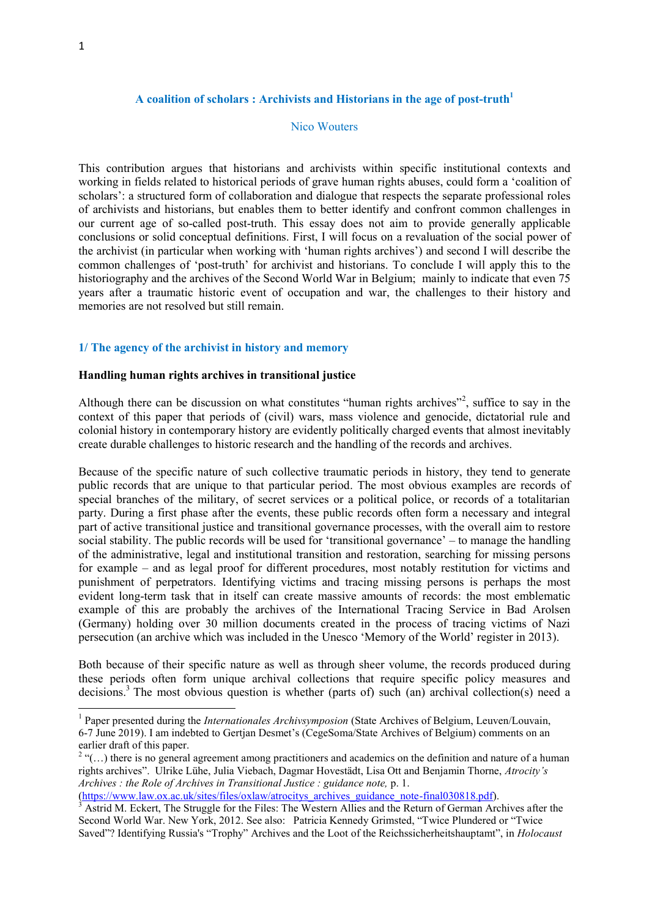## A coalition of scholars : Archivists and Historians in the age of post-truth[1]

Nico Wouters

This contribution argues that historians and archivists within specific institutional contexts and working in fields related to historical periods of grave human rights abuses, could form a 'coalition of scholars': a structured form of collaboration and dialogue that respects the separate professional roles of archivists and historians, but enables them to better identify and confront common challenges in our current age of so-called post-truth. This essay does not aim to provide generally applicable conclusions or solid conceptual definitions. First, I will focus on a revaluation of the social power of the archivist (in particular when working with 'human rights archives') and second I will describe the common challenges of 'post-truth' for archivist and historians. To conclude I will apply this to the historiography and the archives of the Second World War in Belgium; mainly to indicate that even 75 years after a traumatic historic event of occupation and war, the challenges to their history and memories are not resolved but still remain.

### 1/ The agency of the archivist in history and memory

**Handling human rights archives in transitional justice**

Although there can be discussion on what constitutes "human rights archives"[2], suffice to say in the context of this paper that periods of (civil) wars, mass violence and genocide, dictatorial rule and colonial history in contemporary history are evidently politically charged events that almost inevitably create durable challenges to historic research and the handling of the records and archives.

Because of the specific nature of such collective traumatic periods in history, they tend to generate public records that are unique to that particular period. The most obvious examples are records of special branches of the military, of secret services or a political police, or records of a totalitarian party. During a first phase after the events, these public records often form a necessary and integral part of active transitional justice and transitional governance processes, with the overall aim to restore social stability. The public records will be used for 'transitional governance' – to manage the handling of the administrative, legal and institutional transition and restoration, searching for missing persons for example – and as legal proof for different procedures, most notably restitution for victims and punishment of perpetrators. Identifying victims and tracing missing persons is perhaps the most evident long-term task that in itself can create massive amounts of records: the most emblematic example of this are probably the archives of the International Tracing Service in Bad Arolsen (Germany) holding over 30 million documents created in the process of tracing victims of Nazi persecution (an archive which was included in the Unesco 'Memory of the World' register in 2013).

Both because of their specific nature as well as through sheer volume, the records produced during these periods often form unique archival collections that require specific policy measures and decisions.[3] The most obvious question is whether (parts of) such (an) archival collection(s) need a

---

[1] Paper presented during the *Internationales Archivsymposion* (State Archives of Belgium, Leuven/Louvain, 6-7 June 2019). I am indebted to Gertjan Desmet's (CegeSoma/State Archives of Belgium) comments on an earlier draft of this paper.

[2] "(…) there is no general agreement among practitioners and academics on the definition and nature of a human rights archives". Ulrike Lühe, Julia Viebach, Dagmar Hovestädt, Lisa Ott and Benjamin Thorne, *Atrocity's Archives : the Role of Archives in Transitional Justice : guidance note,* p. 1. (https://www.law.ox.ac.uk/sites/files/oxlaw/atrocitys_archives_guidance_note-final030818.pdf).

[3] Astrid M. Eckert, The Struggle for the Files: The Western Allies and the Return of German Archives after the Second World War. New York, 2012. See also: Patricia Kennedy Grimsted, "Twice Plundered or "Twice Saved"? Identifying Russia's "Trophy" Archives and the Loot of the Reichssicherheitshauptamt", in *Holocaust*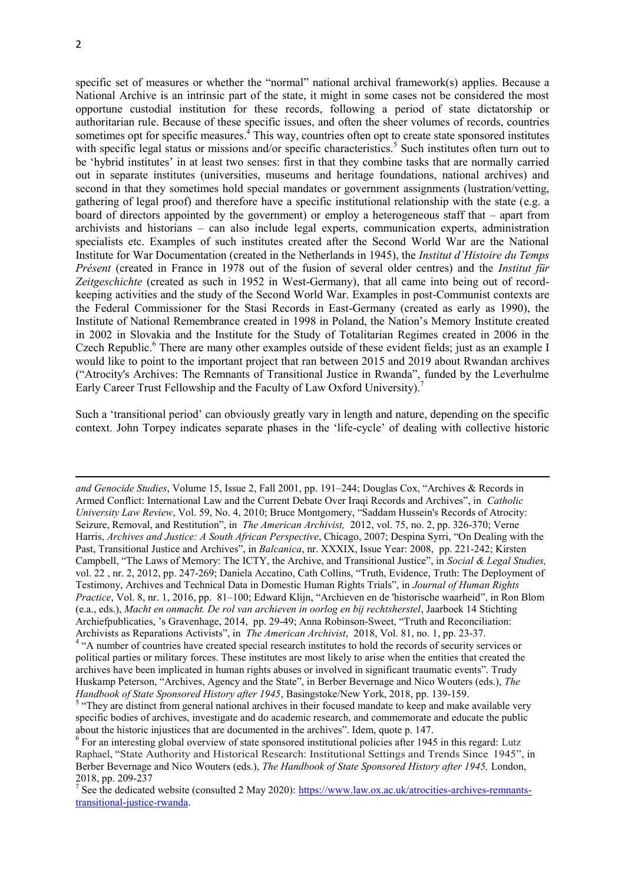specific set of measures or whether the "normal" national archival framework(s) applies. Because a National Archive is an intrinsic part of the state, it might in some cases not be considered the most opportune custodial institution for these records, following a period of state dictatorship or authoritarian rule. Because of these specific issues, and often the sheer volumes of records, countries sometimes opt for specific measures.[4] This way, countries often opt to create state sponsored institutes with specific legal status or missions and/or specific characteristics.[5] Such institutes often turn out to be 'hybrid institutes' in at least two senses: first in that they combine tasks that are normally carried out in separate institutes (universities, museums and heritage foundations, national archives) and second in that they sometimes hold special mandates or government assignments (lustration/vetting, gathering of legal proof) and therefore have a specific institutional relationship with the state (e.g. a board of directors appointed by the government) or employ a heterogeneous staff that – apart from archivists and historians – can also include legal experts, communication experts, administration specialists etc. Examples of such institutes created after the Second World War are the National Institute for War Documentation (created in the Netherlands in 1945), the *Institut d'Histoire du Temps Présent* (created in France in 1978 out of the fusion of several older centres) and the *Institut für Zeitgeschichte* (created as such in 1952 in West-Germany), that all came into being out of record-keeping activities and the study of the Second World War. Examples in post-Communist contexts are the Federal Commissioner for the Stasi Records in East-Germany (created as early as 1990), the Institute of National Remembrance created in 1998 in Poland, the Nation's Memory Institute created in 2002 in Slovakia and the Institute for the Study of Totalitarian Regimes created in 2006 in the Czech Republic.[6] There are many other examples outside of these evident fields; just as an example I would like to point to the important project that ran between 2015 and 2019 about Rwandan archives ("Atrocity's Archives: The Remnants of Transitional Justice in Rwanda", funded by the Leverhulme Early Career Trust Fellowship and the Faculty of Law Oxford University).[7]

Such a 'transitional period' can obviously greatly vary in length and nature, depending on the specific context. John Torpey indicates separate phases in the 'life-cycle' of dealing with collective historic

---

*and Genocide Studies*, Volume 15, Issue 2, Fall 2001, pp. 191–244; Douglas Cox, "Archives & Records in Armed Conflict: International Law and the Current Debate Over Iraqi Records and Archives", in *Catholic University Law Review*, Vol. 59, No. 4, 2010; Bruce Montgomery, "Saddam Hussein's Records of Atrocity: Seizure, Removal, and Restitution", in *The American Archivist,* 2012, vol. 75, no. 2, pp. 326-370; Verne Harris, *Archives and Justice: A South African Perspective*, Chicago, 2007; Despina Syrri, "On Dealing with the Past, Transitional Justice and Archives", in *Balcanica*, nr. XXXIX, Issue Year: 2008, pp. 221-242; Kirsten Campbell, "The Laws of Memory: The ICTY, the Archive, and Transitional Justice", in *Social & Legal Studies,* vol. 22 , nr. 2, 2012, pp. 247-269; Daniela Accatino, Cath Collins, "Truth, Evidence, Truth: The Deployment of Testimony, Archives and Technical Data in Domestic Human Rights Trials", in *Journal of Human Rights Practice*, Vol. 8, nr. 1, 2016, pp. 81–100; Edward Klijn, "Archieven en de 'historische waarheid'", in Ron Blom (e.a., eds.), *Macht en onmacht. De rol van archieven in oorlog en bij rechtsherstel*, Jaarboek 14 Stichting Archiefpublicaties, 's Gravenhage, 2014, pp. 29-49; Anna Robinson-Sweet, "Truth and Reconciliation: Archivists as Reparations Activists", in *The American Archivist*, 2018, Vol. 81, no. 1, pp. 23-37.

[4] "A number of countries have created special research institutes to hold the records of security services or political parties or military forces. These institutes are most likely to arise when the entities that created the archives have been implicated in human rights abuses or involved in significant traumatic events". Trudy Huskamp Peterson, "Archives, Agency and the State", in Berber Bevernage and Nico Wouters (eds.), *The Handbook of State Sponsored History after 1945*, Basingstoke/New York, 2018, pp. 139-159.

[5] "They are distinct from general national archives in their focused mandate to keep and make available very specific bodies of archives, investigate and do academic research, and commemorate and educate the public about the historic injustices that are documented in the archives". Idem, quote p. 147.

[6] For an interesting global overview of state sponsored institutional policies after 1945 in this regard: Lutz Raphael, "State Authority and Historical Research: Institutional Settings and Trends Since 1945", in Berber Bevernage and Nico Wouters (eds.), *The Handbook of State Sponsored History after 1945,* London, 2018, pp. 209-237

[7] See the dedicated website (consulted 2 May 2020): https://www.law.ox.ac.uk/atrocities-archives-remnants-transitional-justice-rwanda.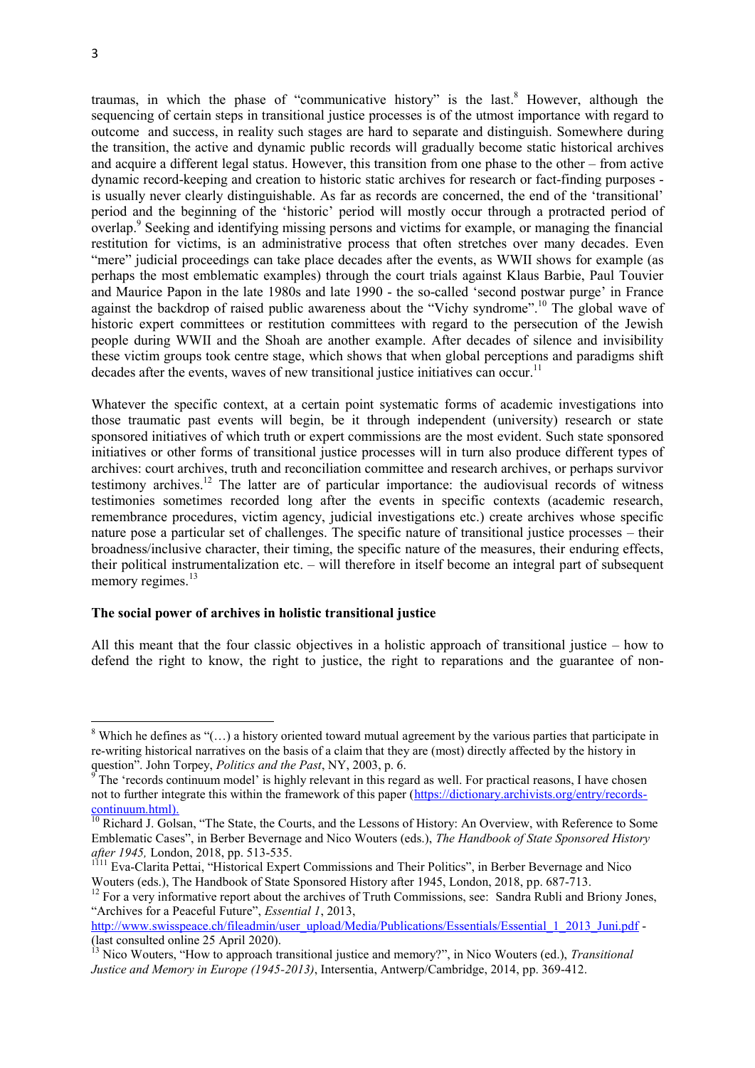traumas, in which the phase of "communicative history" is the last.[8] However, although the sequencing of certain steps in transitional justice processes is of the utmost importance with regard to outcome and success, in reality such stages are hard to separate and distinguish. Somewhere during the transition, the active and dynamic public records will gradually become static historical archives and acquire a different legal status. However, this transition from one phase to the other – from active dynamic record-keeping and creation to historic static archives for research or fact-finding purposes - is usually never clearly distinguishable. As far as records are concerned, the end of the 'transitional' period and the beginning of the 'historic' period will mostly occur through a protracted period of overlap.[9] Seeking and identifying missing persons and victims for example, or managing the financial restitution for victims, is an administrative process that often stretches over many decades. Even "mere" judicial proceedings can take place decades after the events, as WWII shows for example (as perhaps the most emblematic examples) through the court trials against Klaus Barbie, Paul Touvier and Maurice Papon in the late 1980s and late 1990 - the so-called 'second postwar purge' in France against the backdrop of raised public awareness about the "Vichy syndrome".[10] The global wave of historic expert committees or restitution committees with regard to the persecution of the Jewish people during WWII and the Shoah are another example. After decades of silence and invisibility these victim groups took centre stage, which shows that when global perceptions and paradigms shift decades after the events, waves of new transitional justice initiatives can occur.[11]

Whatever the specific context, at a certain point systematic forms of academic investigations into those traumatic past events will begin, be it through independent (university) research or state sponsored initiatives of which truth or expert commissions are the most evident. Such state sponsored initiatives or other forms of transitional justice processes will in turn also produce different types of archives: court archives, truth and reconciliation committee and research archives, or perhaps survivor testimony archives.[12] The latter are of particular importance: the audiovisual records of witness testimonies sometimes recorded long after the events in specific contexts (academic research, remembrance procedures, victim agency, judicial investigations etc.) create archives whose specific nature pose a particular set of challenges. The specific nature of transitional justice processes – their broadness/inclusive character, their timing, the specific nature of the measures, their enduring effects, their political instrumentalization etc. – will therefore in itself become an integral part of subsequent memory regimes.[13]

**The social power of archives in holistic transitional justice**

All this meant that the four classic objectives in a holistic approach of transitional justice – how to defend the right to know, the right to justice, the right to reparations and the guarantee of non-

---

[8] Which he defines as "(…) a history oriented toward mutual agreement by the various parties that participate in re-writing historical narratives on the basis of a claim that they are (most) directly affected by the history in question". John Torpey, *Politics and the Past*, NY, 2003, p. 6.

[9] The 'records continuum model' is highly relevant in this regard as well. For practical reasons, I have chosen not to further integrate this within the framework of this paper (https://dictionary.archivists.org/entry/records-continuum.html).

[10] Richard J. Golsan, "The State, the Courts, and the Lessons of History: An Overview, with Reference to Some Emblematic Cases", in Berber Bevernage and Nico Wouters (eds.), *The Handbook of State Sponsored History after 1945,* London, 2018, pp. 513-535.

[11] Eva-Clarita Pettai, "Historical Expert Commissions and Their Politics", in Berber Bevernage and Nico Wouters (eds.), The Handbook of State Sponsored History after 1945, London, 2018, pp. 687-713.

[12] For a very informative report about the archives of Truth Commissions, see: Sandra Rubli and Briony Jones, "Archives for a Peaceful Future", *Essential 1*, 2013, http://www.swisspeace.ch/fileadmin/user_upload/Media/Publications/Essentials/Essential_1_2013_Juni.pdf - (last consulted online 25 April 2020).

[13] Nico Wouters, "How to approach transitional justice and memory?", in Nico Wouters (ed.), *Transitional Justice and Memory in Europe (1945-2013)*, Intersentia, Antwerp/Cambridge, 2014, pp. 369-412.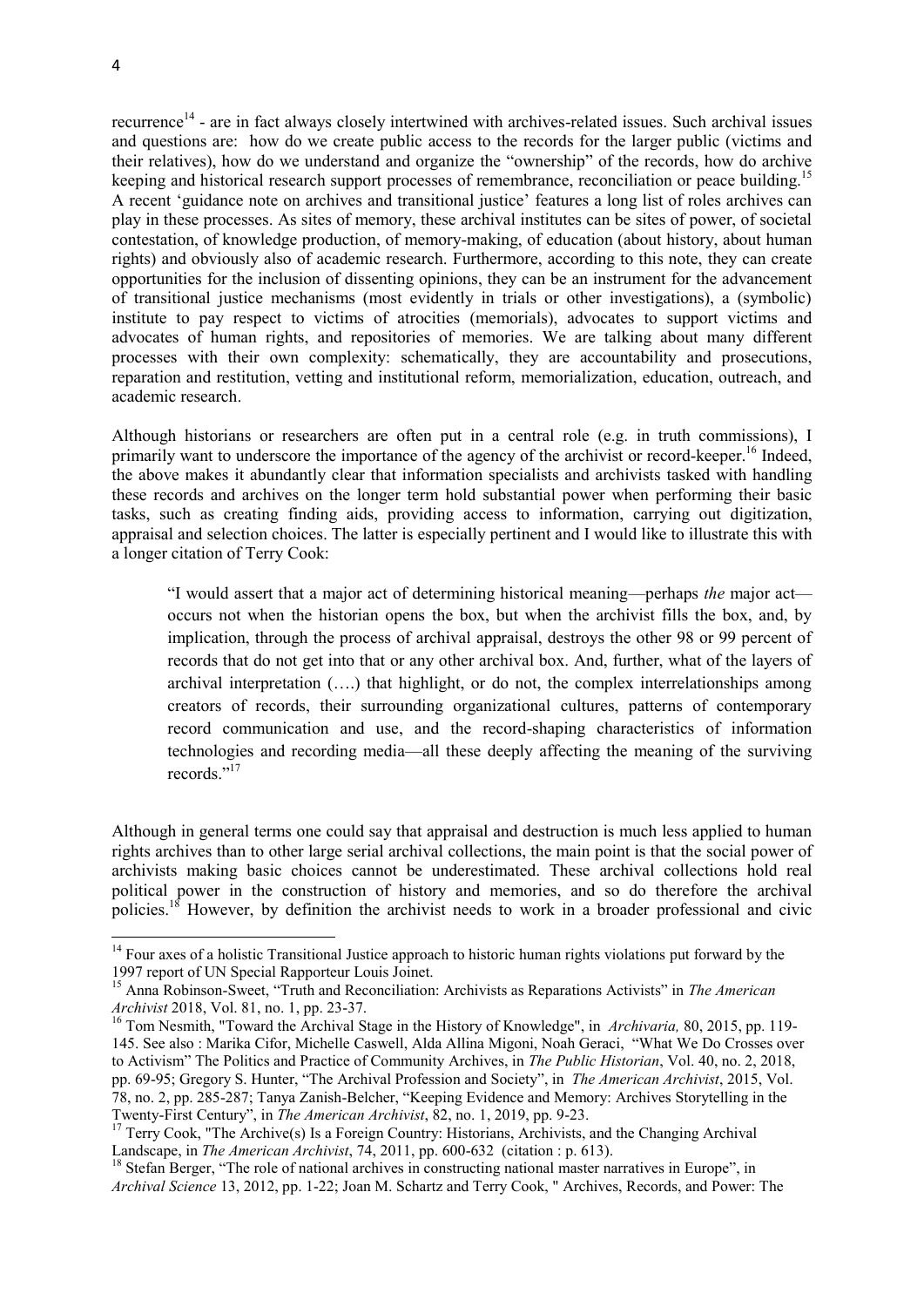recurrence[14] - are in fact always closely intertwined with archives-related issues. Such archival issues and questions are: how do we create public access to the records for the larger public (victims and their relatives), how do we understand and organize the "ownership" of the records, how do archive keeping and historical research support processes of remembrance, reconciliation or peace building.[15] A recent 'guidance note on archives and transitional justice' features a long list of roles archives can play in these processes. As sites of memory, these archival institutes can be sites of power, of societal contestation, of knowledge production, of memory-making, of education (about history, about human rights) and obviously also of academic research. Furthermore, according to this note, they can create opportunities for the inclusion of dissenting opinions, they can be an instrument for the advancement of transitional justice mechanisms (most evidently in trials or other investigations), a (symbolic) institute to pay respect to victims of atrocities (memorials), advocates to support victims and advocates of human rights, and repositories of memories. We are talking about many different processes with their own complexity: schematically, they are accountability and prosecutions, reparation and restitution, vetting and institutional reform, memorialization, education, outreach, and academic research.

Although historians or researchers are often put in a central role (e.g. in truth commissions), I primarily want to underscore the importance of the agency of the archivist or record-keeper.[16] Indeed, the above makes it abundantly clear that information specialists and archivists tasked with handling these records and archives on the longer term hold substantial power when performing their basic tasks, such as creating finding aids, providing access to information, carrying out digitization, appraisal and selection choices. The latter is especially pertinent and I would like to illustrate this with a longer citation of Terry Cook:

> "I would assert that a major act of determining historical meaning—perhaps *the* major act—occurs not when the historian opens the box, but when the archivist fills the box, and, by implication, through the process of archival appraisal, destroys the other 98 or 99 percent of records that do not get into that or any other archival box. And, further, what of the layers of archival interpretation (….) that highlight, or do not, the complex interrelationships among creators of records, their surrounding organizational cultures, patterns of contemporary record communication and use, and the record-shaping characteristics of information technologies and recording media—all these deeply affecting the meaning of the surviving records."[17]

Although in general terms one could say that appraisal and destruction is much less applied to human rights archives than to other large serial archival collections, the main point is that the social power of archivists making basic choices cannot be underestimated. These archival collections hold real political power in the construction of history and memories, and so do therefore the archival policies.[18] However, by definition the archivist needs to work in a broader professional and civic

---

[14] Four axes of a holistic Transitional Justice approach to historic human rights violations put forward by the 1997 report of UN Special Rapporteur Louis Joinet.

[15] Anna Robinson-Sweet, "Truth and Reconciliation: Archivists as Reparations Activists" in *The American Archivist* 2018, Vol. 81, no. 1, pp. 23-37.

[16] Tom Nesmith, "Toward the Archival Stage in the History of Knowledge", in *Archivaria,* 80, 2015, pp. 119-145. See also : Marika Cifor, Michelle Caswell, Alda Allina Migoni, Noah Geraci, "What We Do Crosses over to Activism" The Politics and Practice of Community Archives, in *The Public Historian*, Vol. 40, no. 2, 2018, pp. 69-95; Gregory S. Hunter, "The Archival Profession and Society", in *The American Archivist*, 2015, Vol. 78, no. 2, pp. 285-287; Tanya Zanish-Belcher, "Keeping Evidence and Memory: Archives Storytelling in the Twenty-First Century", in *The American Archivist*, 82, no. 1, 2019, pp. 9-23.

[17] Terry Cook, "The Archive(s) Is a Foreign Country: Historians, Archivists, and the Changing Archival Landscape, in *The American Archivist*, 74, 2011, pp. 600-632 (citation : p. 613).

[18] Stefan Berger, "The role of national archives in constructing national master narratives in Europe", in *Archival Science* 13, 2012, pp. 1-22; Joan M. Schartz and Terry Cook, " Archives, Records, and Power: The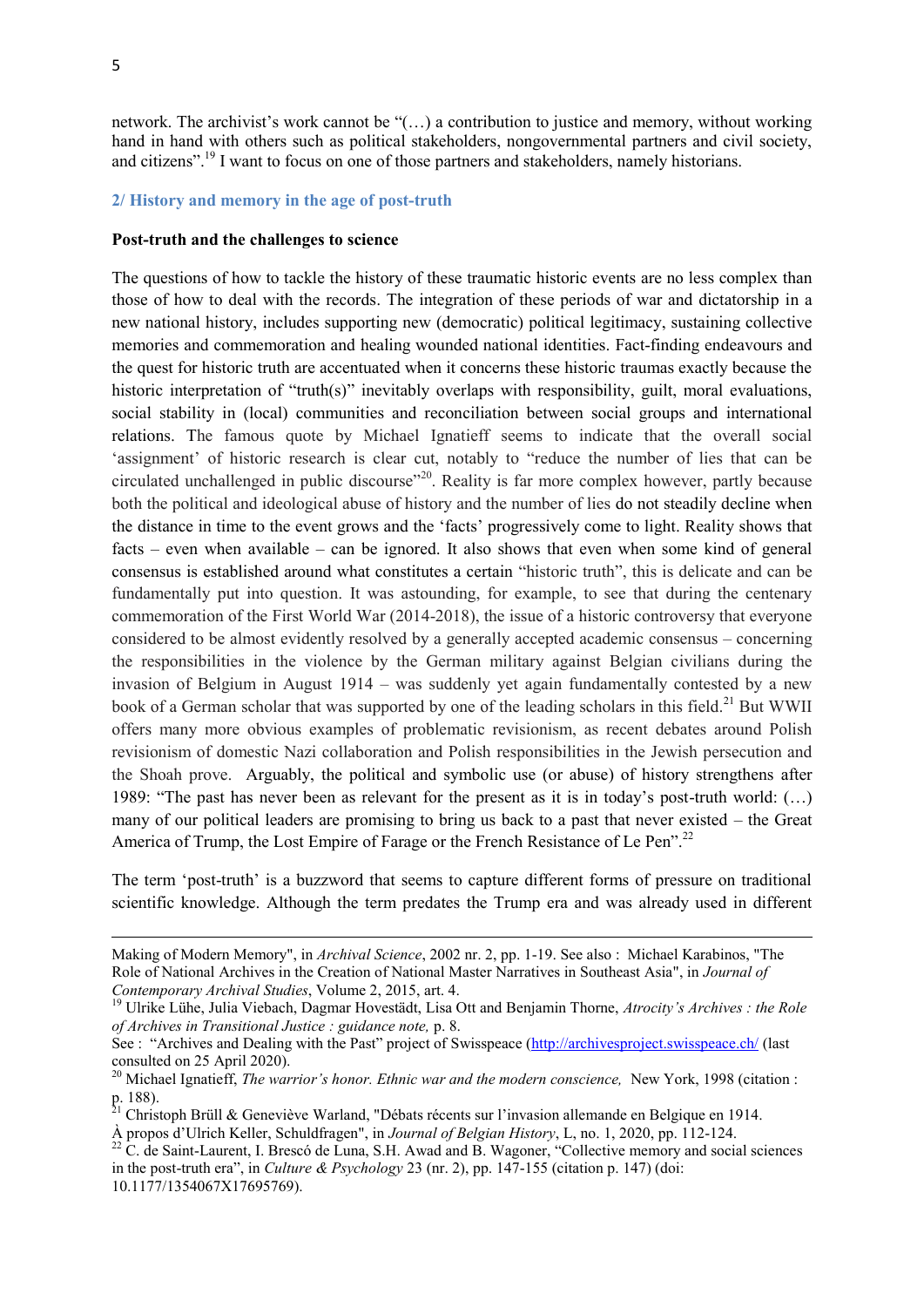network. The archivist's work cannot be "(…) a contribution to justice and memory, without working hand in hand with others such as political stakeholders, nongovernmental partners and civil society, and citizens".[19] I want to focus on one of those partners and stakeholders, namely historians.

## 2/ History and memory in the age of post-truth

### Post-truth and the challenges to science

The questions of how to tackle the history of these traumatic historic events are no less complex than those of how to deal with the records. The integration of these periods of war and dictatorship in a new national history, includes supporting new (democratic) political legitimacy, sustaining collective memories and commemoration and healing wounded national identities. Fact-finding endeavours and the quest for historic truth are accentuated when it concerns these historic traumas exactly because the historic interpretation of "truth(s)" inevitably overlaps with responsibility, guilt, moral evaluations, social stability in (local) communities and reconciliation between social groups and international relations. The famous quote by Michael Ignatieff seems to indicate that the overall social 'assignment' of historic research is clear cut, notably to "reduce the number of lies that can be circulated unchallenged in public discourse"[20]. Reality is far more complex however, partly because both the political and ideological abuse of history and the number of lies do not steadily decline when the distance in time to the event grows and the 'facts' progressively come to light. Reality shows that facts – even when available – can be ignored. It also shows that even when some kind of general consensus is established around what constitutes a certain "historic truth", this is delicate and can be fundamentally put into question. It was astounding, for example, to see that during the centenary commemoration of the First World War (2014-2018), the issue of a historic controversy that everyone considered to be almost evidently resolved by a generally accepted academic consensus – concerning the responsibilities in the violence by the German military against Belgian civilians during the invasion of Belgium in August 1914 – was suddenly yet again fundamentally contested by a new book of a German scholar that was supported by one of the leading scholars in this field.[21] But WWII offers many more obvious examples of problematic revisionism, as recent debates around Polish revisionism of domestic Nazi collaboration and Polish responsibilities in the Jewish persecution and the Shoah prove. Arguably, the political and symbolic use (or abuse) of history strengthens after 1989: "The past has never been as relevant for the present as it is in today's post-truth world: (…) many of our political leaders are promising to bring us back to a past that never existed – the Great America of Trump, the Lost Empire of Farage or the French Resistance of Le Pen".[22]

The term 'post-truth' is a buzzword that seems to capture different forms of pressure on traditional scientific knowledge. Although the term predates the Trump era and was already used in different

---

Making of Modern Memory", in *Archival Science*, 2002 nr. 2, pp. 1-19. See also : Michael Karabinos, "The Role of National Archives in the Creation of National Master Narratives in Southeast Asia", in *Journal of Contemporary Archival Studies*, Volume 2, 2015, art. 4.

[19] Ulrike Lühe, Julia Viebach, Dagmar Hovestädt, Lisa Ott and Benjamin Thorne, *Atrocity's Archives : the Role of Archives in Transitional Justice : guidance note,* p. 8.
See : "Archives and Dealing with the Past" project of Swisspeace (http://archivesproject.swisspeace.ch/ (last consulted on 25 April 2020).

[20] Michael Ignatieff, *The warrior's honor. Ethnic war and the modern conscience,* New York, 1998 (citation : p. 188).

[21] Christoph Brüll & Geneviève Warland, "Débats récents sur l'invasion allemande en Belgique en 1914. À propos d'Ulrich Keller, Schuldfragen", in *Journal of Belgian History*, L, no. 1, 2020, pp. 112-124.

[22] C. de Saint-Laurent, I. Brescó de Luna, S.H. Awad and B. Wagoner, "Collective memory and social sciences in the post-truth era", in *Culture & Psychology* 23 (nr. 2), pp. 147-155 (citation p. 147) (doi: 10.1177/1354067X17695769).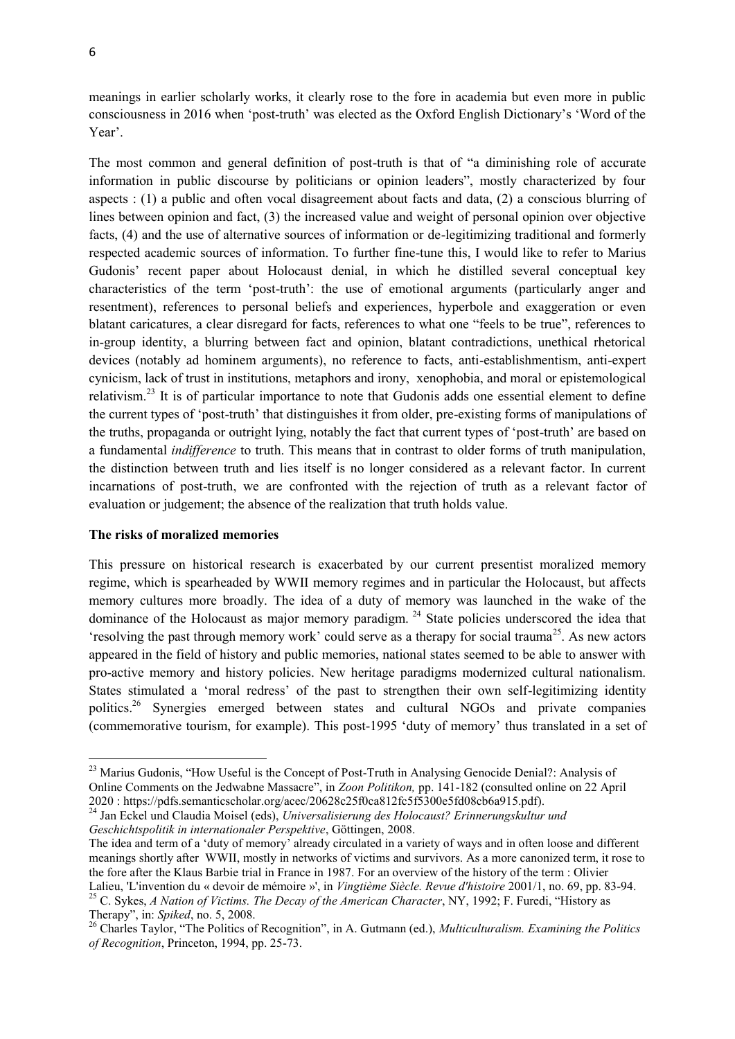meanings in earlier scholarly works, it clearly rose to the fore in academia but even more in public consciousness in 2016 when 'post-truth' was elected as the Oxford English Dictionary's 'Word of the Year'.

The most common and general definition of post-truth is that of "a diminishing role of accurate information in public discourse by politicians or opinion leaders", mostly characterized by four aspects : (1) a public and often vocal disagreement about facts and data, (2) a conscious blurring of lines between opinion and fact, (3) the increased value and weight of personal opinion over objective facts, (4) and the use of alternative sources of information or de-legitimizing traditional and formerly respected academic sources of information. To further fine-tune this, I would like to refer to Marius Gudonis' recent paper about Holocaust denial, in which he distilled several conceptual key characteristics of the term 'post-truth': the use of emotional arguments (particularly anger and resentment), references to personal beliefs and experiences, hyperbole and exaggeration or even blatant caricatures, a clear disregard for facts, references to what one "feels to be true", references to in-group identity, a blurring between fact and opinion, blatant contradictions, unethical rhetorical devices (notably ad hominem arguments), no reference to facts, anti-establishmentism, anti-expert cynicism, lack of trust in institutions, metaphors and irony, xenophobia, and moral or epistemological relativism.[23] It is of particular importance to note that Gudonis adds one essential element to define the current types of 'post-truth' that distinguishes it from older, pre-existing forms of manipulations of the truths, propaganda or outright lying, notably the fact that current types of 'post-truth' are based on a fundamental *indifference* to truth. This means that in contrast to older forms of truth manipulation, the distinction between truth and lies itself is no longer considered as a relevant factor. In current incarnations of post-truth, we are confronted with the rejection of truth as a relevant factor of evaluation or judgement; the absence of the realization that truth holds value.

**The risks of moralized memories**

This pressure on historical research is exacerbated by our current presentist moralized memory regime, which is spearheaded by WWII memory regimes and in particular the Holocaust, but affects memory cultures more broadly. The idea of a duty of memory was launched in the wake of the dominance of the Holocaust as major memory paradigm. [24] State policies underscored the idea that 'resolving the past through memory work' could serve as a therapy for social trauma[25]. As new actors appeared in the field of history and public memories, national states seemed to be able to answer with pro-active memory and history policies. New heritage paradigms modernized cultural nationalism. States stimulated a 'moral redress' of the past to strengthen their own self-legitimizing identity politics.[26] Synergies emerged between states and cultural NGOs and private companies (commemorative tourism, for example). This post-1995 'duty of memory' thus translated in a set of

---

[23] Marius Gudonis, "How Useful is the Concept of Post-Truth in Analysing Genocide Denial?: Analysis of Online Comments on the Jedwabne Massacre", in *Zoon Politikon,* pp. 141-182 (consulted online on 22 April 2020 : https://pdfs.semanticscholar.org/acec/20628c25f0ca812fc5f5300e5fd08cb6a915.pdf).

[24] Jan Eckel und Claudia Moisel (eds), *Universalisierung des Holocaust? Erinnerungskultur und Geschichtspolitik in internationaler Perspektive*, Göttingen, 2008.

The idea and term of a 'duty of memory' already circulated in a variety of ways and in often loose and different meanings shortly after WWII, mostly in networks of victims and survivors. As a more canonized term, it rose to the fore after the Klaus Barbie trial in France in 1987. For an overview of the history of the term : Olivier Lalieu, 'L'invention du « devoir de mémoire »', in *Vingtième Siècle. Revue d'histoire* 2001/1, no. 69, pp. 83-94.

[25] C. Sykes, *A Nation of Victims. The Decay of the American Character*, NY, 1992; F. Furedi, "History as Therapy", in: *Spiked*, no. 5, 2008.

[26] Charles Taylor, "The Politics of Recognition", in A. Gutmann (ed.), *Multiculturalism. Examining the Politics of Recognition*, Princeton, 1994, pp. 25-73.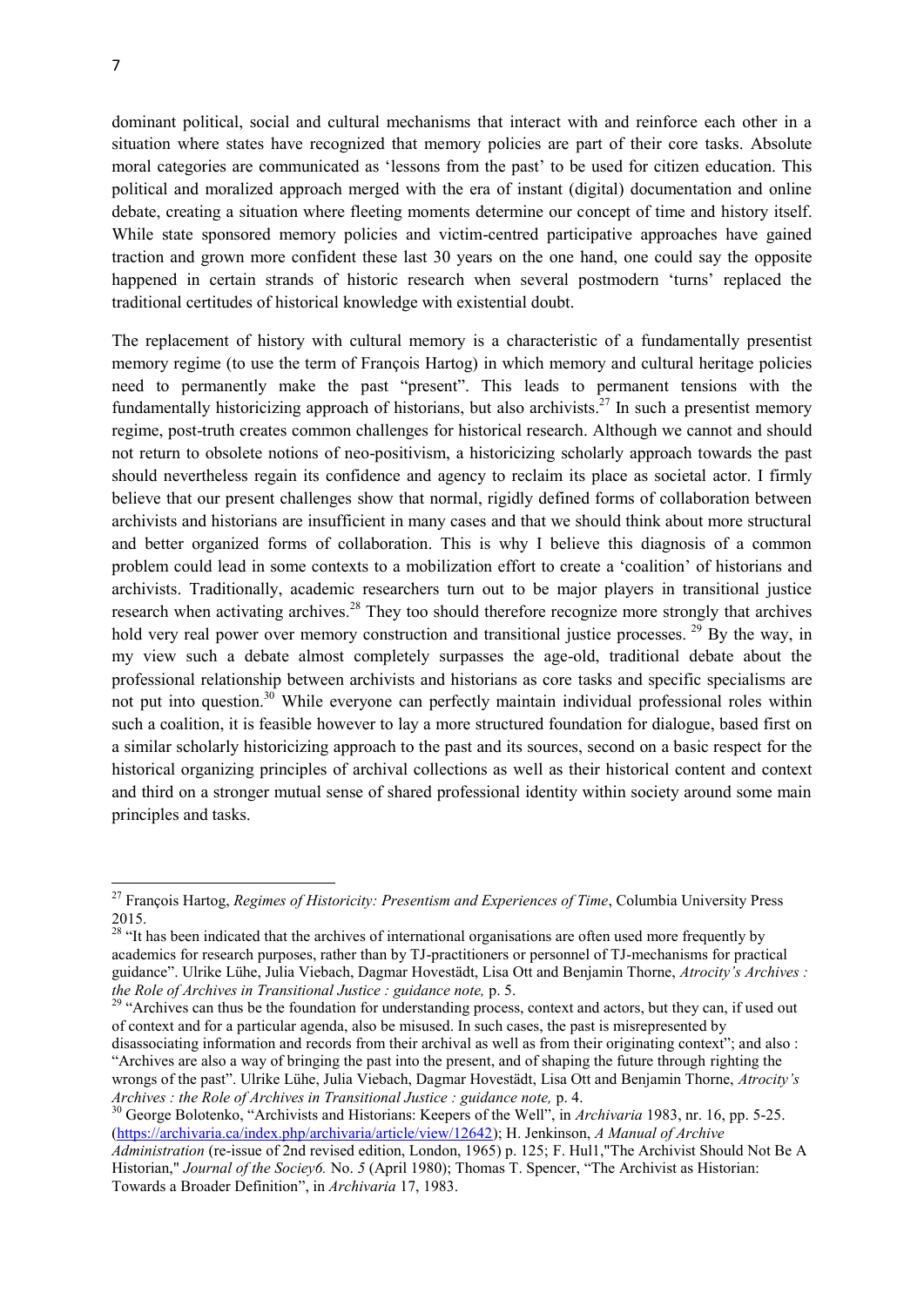dominant political, social and cultural mechanisms that interact with and reinforce each other in a situation where states have recognized that memory policies are part of their core tasks. Absolute moral categories are communicated as 'lessons from the past' to be used for citizen education. This political and moralized approach merged with the era of instant (digital) documentation and online debate, creating a situation where fleeting moments determine our concept of time and history itself. While state sponsored memory policies and victim-centred participative approaches have gained traction and grown more confident these last 30 years on the one hand, one could say the opposite happened in certain strands of historic research when several postmodern 'turns' replaced the traditional certitudes of historical knowledge with existential doubt.

The replacement of history with cultural memory is a characteristic of a fundamentally presentist memory regime (to use the term of François Hartog) in which memory and cultural heritage policies need to permanently make the past "present". This leads to permanent tensions with the fundamentally historicizing approach of historians, but also archivists.[27] In such a presentist memory regime, post-truth creates common challenges for historical research. Although we cannot and should not return to obsolete notions of neo-positivism, a historicizing scholarly approach towards the past should nevertheless regain its confidence and agency to reclaim its place as societal actor. I firmly believe that our present challenges show that normal, rigidly defined forms of collaboration between archivists and historians are insufficient in many cases and that we should think about more structural and better organized forms of collaboration. This is why I believe this diagnosis of a common problem could lead in some contexts to a mobilization effort to create a 'coalition' of historians and archivists. Traditionally, academic researchers turn out to be major players in transitional justice research when activating archives.[28] They too should therefore recognize more strongly that archives hold very real power over memory construction and transitional justice processes.[29] By the way, in my view such a debate almost completely surpasses the age-old, traditional debate about the professional relationship between archivists and historians as core tasks and specific specialisms are not put into question.[30] While everyone can perfectly maintain individual professional roles within such a coalition, it is feasible however to lay a more structured foundation for dialogue, based first on a similar scholarly historicizing approach to the past and its sources, second on a basic respect for the historical organizing principles of archival collections as well as their historical content and context and third on a stronger mutual sense of shared professional identity within society around some main principles and tasks.

---

[27] François Hartog, *Regimes of Historicity: Presentism and Experiences of Time*, Columbia University Press 2015.

[28] "It has been indicated that the archives of international organisations are often used more frequently by academics for research purposes, rather than by TJ-practitioners or personnel of TJ-mechanisms for practical guidance". Ulrike Lühe, Julia Viebach, Dagmar Hovestädt, Lisa Ott and Benjamin Thorne, *Atrocity's Archives : the Role of Archives in Transitional Justice : guidance note,* p. 5.

[29] "Archives can thus be the foundation for understanding process, context and actors, but they can, if used out of context and for a particular agenda, also be misused. In such cases, the past is misrepresented by disassociating information and records from their archival as well as from their originating context"; and also : "Archives are also a way of bringing the past into the present, and of shaping the future through righting the wrongs of the past". Ulrike Lühe, Julia Viebach, Dagmar Hovestädt, Lisa Ott and Benjamin Thorne, *Atrocity's Archives : the Role of Archives in Transitional Justice : guidance note,* p. 4.

[30] George Bolotenko, "Archivists and Historians: Keepers of the Well", in *Archivaria* 1983, nr. 16, pp. 5-25. (https://archivaria.ca/index.php/archivaria/article/view/12642); H. Jenkinson, *A Manual of Archive Administration* (re-issue of 2nd revised edition, London, 1965) p. 125; F. Hul1,"The Archivist Should Not Be A Historian," *Journal of the Sociey6.* No. *5* (April 1980); Thomas T. Spencer, "The Archivist as Historian: Towards a Broader Definition", in *Archivaria* 17, 1983.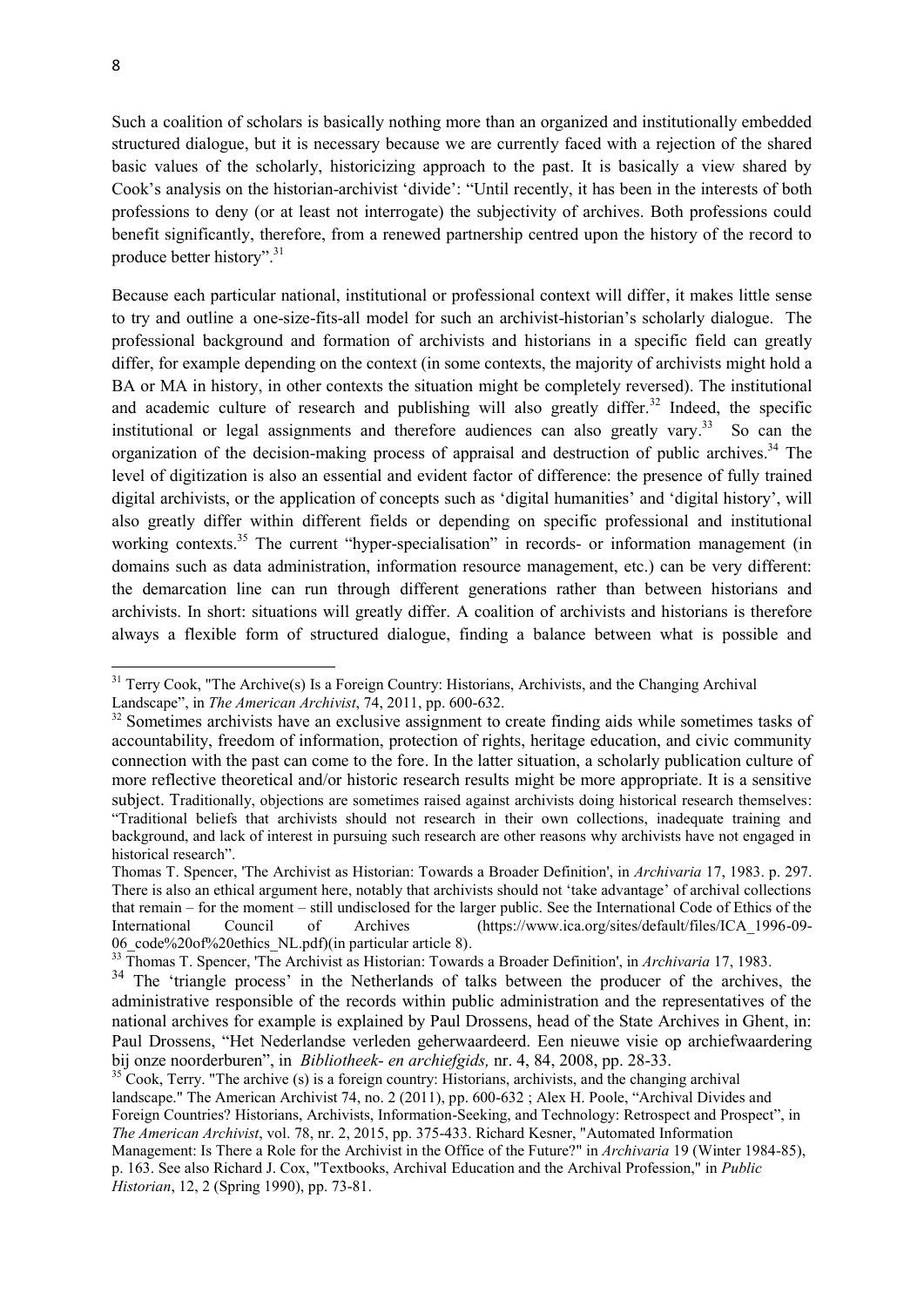Such a coalition of scholars is basically nothing more than an organized and institutionally embedded structured dialogue, but it is necessary because we are currently faced with a rejection of the shared basic values of the scholarly, historicizing approach to the past. It is basically a view shared by Cook's analysis on the historian-archivist 'divide': "Until recently, it has been in the interests of both professions to deny (or at least not interrogate) the subjectivity of archives. Both professions could benefit significantly, therefore, from a renewed partnership centred upon the history of the record to produce better history".[31]

Because each particular national, institutional or professional context will differ, it makes little sense to try and outline a one-size-fits-all model for such an archivist-historian's scholarly dialogue. The professional background and formation of archivists and historians in a specific field can greatly differ, for example depending on the context (in some contexts, the majority of archivists might hold a BA or MA in history, in other contexts the situation might be completely reversed). The institutional and academic culture of research and publishing will also greatly differ.[32] Indeed, the specific institutional or legal assignments and therefore audiences can also greatly vary.[33] So can the organization of the decision-making process of appraisal and destruction of public archives.[34] The level of digitization is also an essential and evident factor of difference: the presence of fully trained digital archivists, or the application of concepts such as 'digital humanities' and 'digital history', will also greatly differ within different fields or depending on specific professional and institutional working contexts.[35] The current "hyper-specialisation" in records- or information management (in domains such as data administration, information resource management, etc.) can be very different: the demarcation line can run through different generations rather than between historians and archivists. In short: situations will greatly differ. A coalition of archivists and historians is therefore always a flexible form of structured dialogue, finding a balance between what is possible and

---

[31] Terry Cook, "The Archive(s) Is a Foreign Country: Historians, Archivists, and the Changing Archival Landscape", in *The American Archivist*, 74, 2011, pp. 600-632.

[32] Sometimes archivists have an exclusive assignment to create finding aids while sometimes tasks of accountability, freedom of information, protection of rights, heritage education, and civic community connection with the past can come to the fore. In the latter situation, a scholarly publication culture of more reflective theoretical and/or historic research results might be more appropriate. It is a sensitive subject. Traditionally, objections are sometimes raised against archivists doing historical research themselves: "Traditional beliefs that archivists should not research in their own collections, inadequate training and background, and lack of interest in pursuing such research are other reasons why archivists have not engaged in historical research".

Thomas T. Spencer, 'The Archivist as Historian: Towards a Broader Definition', in *Archivaria* 17, 1983. p. 297. There is also an ethical argument here, notably that archivists should not 'take advantage' of archival collections that remain – for the moment – still undisclosed for the larger public. See the International Code of Ethics of the International Council of Archives (https://www.ica.org/sites/default/files/ICA_1996-09-06_code%20of%20ethics_NL.pdf)(in particular article 8).

[33] Thomas T. Spencer, 'The Archivist as Historian: Towards a Broader Definition', in *Archivaria* 17, 1983.

[34] The 'triangle process' in the Netherlands of talks between the producer of the archives, the administrative responsible of the records within public administration and the representatives of the national archives for example is explained by Paul Drossens, head of the State Archives in Ghent, in: Paul Drossens, "Het Nederlandse verleden geherwaardeerd. Een nieuwe visie op archiefwaardering bij onze noorderburen", in *Bibliotheek- en archiefgids,* nr. 4, 84, 2008, pp. 28-33.

[35] Cook, Terry. "The archive (s) is a foreign country: Historians, archivists, and the changing archival landscape." The American Archivist 74, no. 2 (2011), pp. 600-632 ; Alex H. Poole, "Archival Divides and Foreign Countries? Historians, Archivists, Information-Seeking, and Technology: Retrospect and Prospect", in *The American Archivist*, vol. 78, nr. 2, 2015, pp. 375-433. Richard Kesner, "Automated Information Management: Is There a Role for the Archivist in the Office of the Future?" in *Archivaria* 19 (Winter 1984-85), p. 163. See also Richard J. Cox, "Textbooks, Archival Education and the Archival Profession," in *Public Historian*, 12, 2 (Spring 1990), pp. 73-81.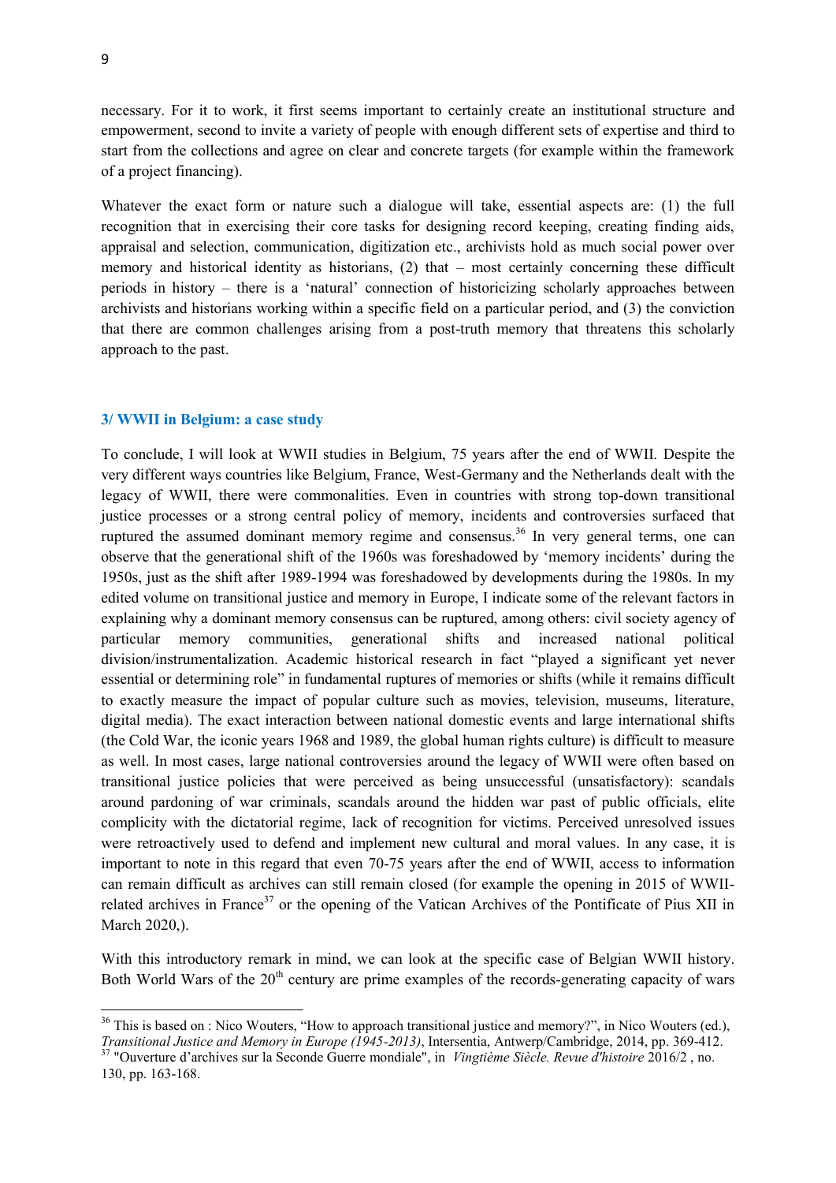necessary. For it to work, it first seems important to certainly create an institutional structure and empowerment, second to invite a variety of people with enough different sets of expertise and third to start from the collections and agree on clear and concrete targets (for example within the framework of a project financing).

Whatever the exact form or nature such a dialogue will take, essential aspects are: (1) the full recognition that in exercising their core tasks for designing record keeping, creating finding aids, appraisal and selection, communication, digitization etc., archivists hold as much social power over memory and historical identity as historians, (2) that – most certainly concerning these difficult periods in history – there is a 'natural' connection of historicizing scholarly approaches between archivists and historians working within a specific field on a particular period, and (3) the conviction that there are common challenges arising from a post-truth memory that threatens this scholarly approach to the past.

### 3/ WWII in Belgium: a case study

To conclude, I will look at WWII studies in Belgium, 75 years after the end of WWII. Despite the very different ways countries like Belgium, France, West-Germany and the Netherlands dealt with the legacy of WWII, there were commonalities. Even in countries with strong top-down transitional justice processes or a strong central policy of memory, incidents and controversies surfaced that ruptured the assumed dominant memory regime and consensus.[36] In very general terms, one can observe that the generational shift of the 1960s was foreshadowed by 'memory incidents' during the 1950s, just as the shift after 1989-1994 was foreshadowed by developments during the 1980s. In my edited volume on transitional justice and memory in Europe, I indicate some of the relevant factors in explaining why a dominant memory consensus can be ruptured, among others: civil society agency of particular memory communities, generational shifts and increased national political division/instrumentalization. Academic historical research in fact "played a significant yet never essential or determining role" in fundamental ruptures of memories or shifts (while it remains difficult to exactly measure the impact of popular culture such as movies, television, museums, literature, digital media). The exact interaction between national domestic events and large international shifts (the Cold War, the iconic years 1968 and 1989, the global human rights culture) is difficult to measure as well. In most cases, large national controversies around the legacy of WWII were often based on transitional justice policies that were perceived as being unsuccessful (unsatisfactory): scandals around pardoning of war criminals, scandals around the hidden war past of public officials, elite complicity with the dictatorial regime, lack of recognition for victims. Perceived unresolved issues were retroactively used to defend and implement new cultural and moral values. In any case, it is important to note in this regard that even 70-75 years after the end of WWII, access to information can remain difficult as archives can still remain closed (for example the opening in 2015 of WWII-related archives in France[37] or the opening of the Vatican Archives of the Pontificate of Pius XII in March 2020,).

With this introductory remark in mind, we can look at the specific case of Belgian WWII history. Both World Wars of the 20th century are prime examples of the records-generating capacity of wars

---

[36] This is based on : Nico Wouters, "How to approach transitional justice and memory?", in Nico Wouters (ed.), *Transitional Justice and Memory in Europe (1945-2013)*, Intersentia, Antwerp/Cambridge, 2014, pp. 369-412.

[37] "Ouverture d'archives sur la Seconde Guerre mondiale", in *Vingtième Siècle. Revue d'histoire* 2016/2 , no. 130, pp. 163-168.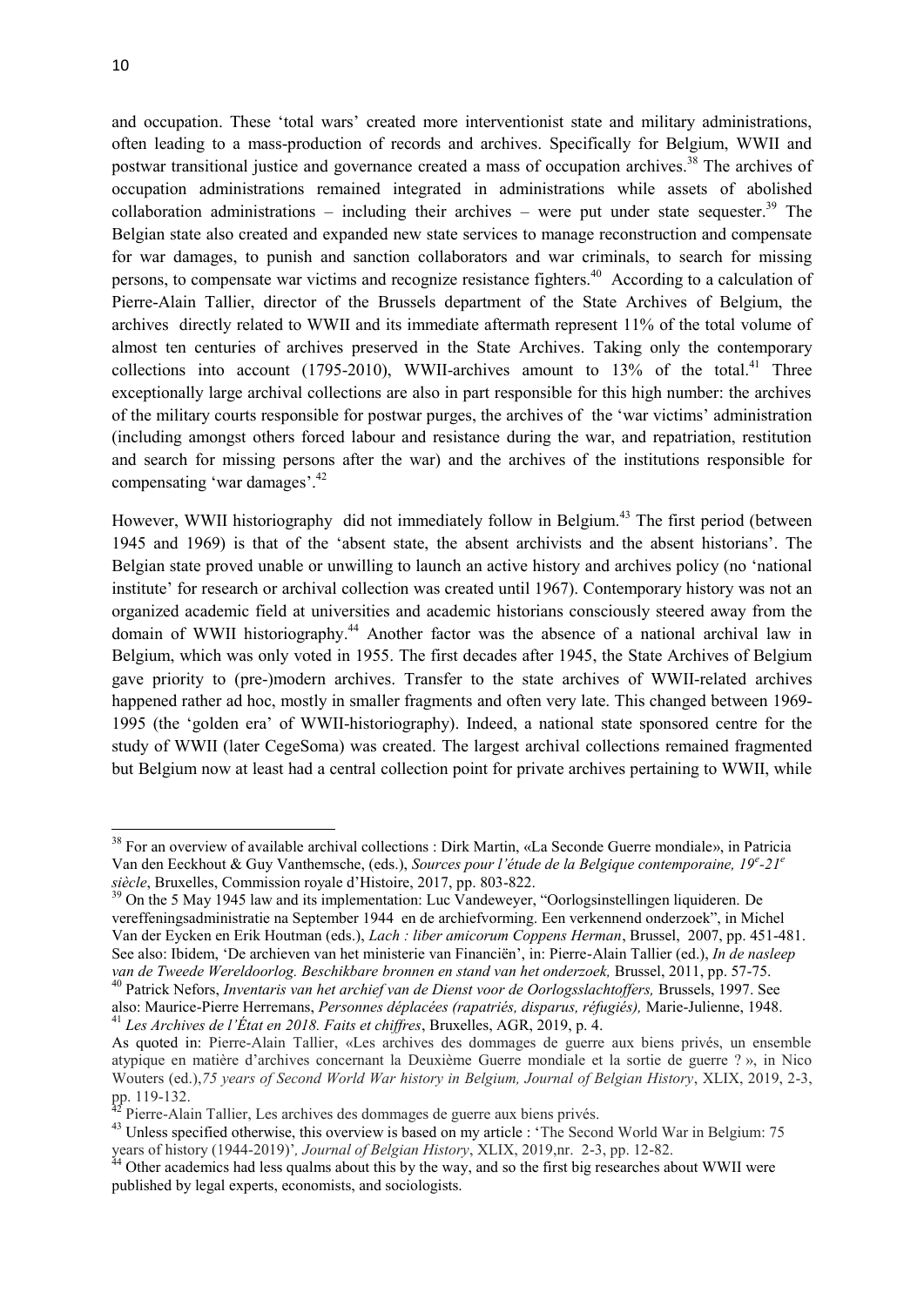and occupation. These 'total wars' created more interventionist state and military administrations, often leading to a mass-production of records and archives. Specifically for Belgium, WWII and postwar transitional justice and governance created a mass of occupation archives.[38] The archives of occupation administrations remained integrated in administrations while assets of abolished collaboration administrations – including their archives – were put under state sequester.[39] The Belgian state also created and expanded new state services to manage reconstruction and compensate for war damages, to punish and sanction collaborators and war criminals, to search for missing persons, to compensate war victims and recognize resistance fighters.[40] According to a calculation of Pierre-Alain Tallier, director of the Brussels department of the State Archives of Belgium, the archives directly related to WWII and its immediate aftermath represent 11% of the total volume of almost ten centuries of archives preserved in the State Archives. Taking only the contemporary collections into account (1795-2010), WWII-archives amount to 13% of the total.[41] Three exceptionally large archival collections are also in part responsible for this high number: the archives of the military courts responsible for postwar purges, the archives of the 'war victims' administration (including amongst others forced labour and resistance during the war, and repatriation, restitution and search for missing persons after the war) and the archives of the institutions responsible for compensating 'war damages'.[42]

However, WWII historiography did not immediately follow in Belgium.[43] The first period (between 1945 and 1969) is that of the 'absent state, the absent archivists and the absent historians'. The Belgian state proved unable or unwilling to launch an active history and archives policy (no 'national institute' for research or archival collection was created until 1967). Contemporary history was not an organized academic field at universities and academic historians consciously steered away from the domain of WWII historiography.[44] Another factor was the absence of a national archival law in Belgium, which was only voted in 1955. The first decades after 1945, the State Archives of Belgium gave priority to (pre-)modern archives. Transfer to the state archives of WWII-related archives happened rather ad hoc, mostly in smaller fragments and often very late. This changed between 1969-1995 (the 'golden era' of WWII-historiography). Indeed, a national state sponsored centre for the study of WWII (later CegeSoma) was created. The largest archival collections remained fragmented but Belgium now at least had a central collection point for private archives pertaining to WWII, while

---

[38] For an overview of available archival collections : Dirk Martin, «La Seconde Guerre mondiale», in Patricia Van den Eeckhout & Guy Vanthemsche, (eds.), *Sources pour l'étude de la Belgique contemporaine, 19e-21e siècle*, Bruxelles, Commission royale d'Histoire, 2017, pp. 803-822.

[39] On the 5 May 1945 law and its implementation: Luc Vandeweyer, "Oorlogsinstellingen liquideren. De vereffeningsadministratie na September 1944 en de archiefvorming. Een verkennend onderzoek", in Michel Van der Eycken en Erik Houtman (eds.), *Lach : liber amicorum Coppens Herman*, Brussel, 2007, pp. 451-481. See also: Ibidem, 'De archieven van het ministerie van Financiën', in: Pierre-Alain Tallier (ed.), *In de nasleep van de Tweede Wereldoorlog. Beschikbare bronnen en stand van het onderzoek,* Brussel, 2011, pp. 57-75.

[40] Patrick Nefors, *Inventaris van het archief van de Dienst voor de Oorlogsslachtoffers,* Brussels, 1997. See also: Maurice-Pierre Herremans, *Personnes déplacées (rapatriés, disparus, réfugiés),* Marie-Julienne, 1948.

[41] *Les Archives de l'État en 2018. Faits et chiffres*, Bruxelles, AGR, 2019, p. 4.

As quoted in: Pierre-Alain Tallier, «Les archives des dommages de guerre aux biens privés, un ensemble atypique en matière d'archives concernant la Deuxième Guerre mondiale et la sortie de guerre ? », in Nico Wouters (ed.),*75 years of Second World War history in Belgium, Journal of Belgian History*, XLIX, 2019, 2-3, pp. 119-132.

[42] Pierre-Alain Tallier, Les archives des dommages de guerre aux biens privés.

[43] Unless specified otherwise, this overview is based on my article : 'The Second World War in Belgium: 75 years of history (1944-2019)'*, Journal of Belgian History*, XLIX, 2019,nr. 2-3, pp. 12-82.

[44] Other academics had less qualms about this by the way, and so the first big researches about WWII were published by legal experts, economists, and sociologists.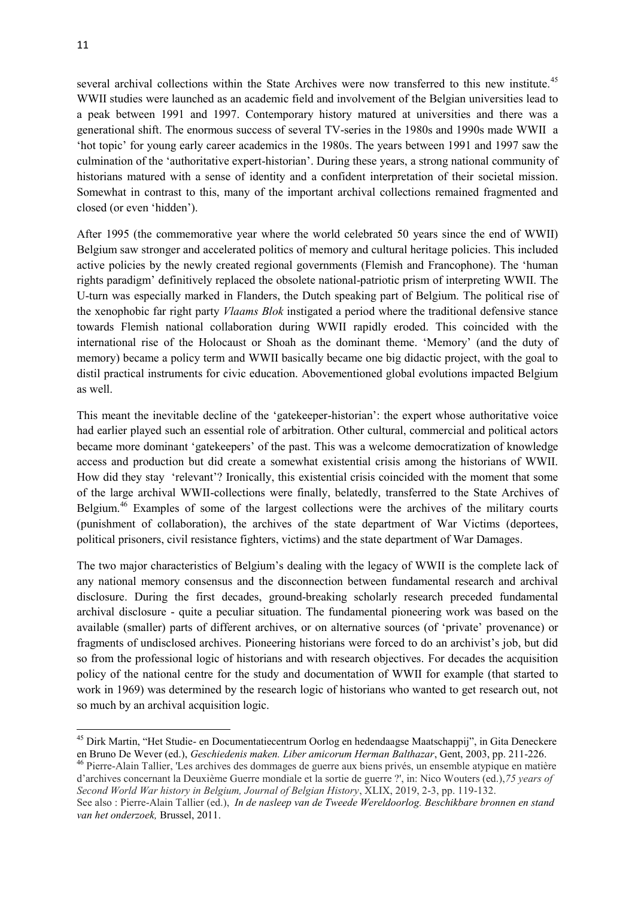several archival collections within the State Archives were now transferred to this new institute.[45] WWII studies were launched as an academic field and involvement of the Belgian universities lead to a peak between 1991 and 1997. Contemporary history matured at universities and there was a generational shift. The enormous success of several TV-series in the 1980s and 1990s made WWII a 'hot topic' for young early career academics in the 1980s. The years between 1991 and 1997 saw the culmination of the 'authoritative expert-historian'. During these years, a strong national community of historians matured with a sense of identity and a confident interpretation of their societal mission. Somewhat in contrast to this, many of the important archival collections remained fragmented and closed (or even 'hidden').

After 1995 (the commemorative year where the world celebrated 50 years since the end of WWII) Belgium saw stronger and accelerated politics of memory and cultural heritage policies. This included active policies by the newly created regional governments (Flemish and Francophone). The 'human rights paradigm' definitively replaced the obsolete national-patriotic prism of interpreting WWII. The U-turn was especially marked in Flanders, the Dutch speaking part of Belgium. The political rise of the xenophobic far right party *Vlaams Blok* instigated a period where the traditional defensive stance towards Flemish national collaboration during WWII rapidly eroded. This coincided with the international rise of the Holocaust or Shoah as the dominant theme. 'Memory' (and the duty of memory) became a policy term and WWII basically became one big didactic project, with the goal to distil practical instruments for civic education. Abovementioned global evolutions impacted Belgium as well.

This meant the inevitable decline of the 'gatekeeper-historian': the expert whose authoritative voice had earlier played such an essential role of arbitration. Other cultural, commercial and political actors became more dominant 'gatekeepers' of the past. This was a welcome democratization of knowledge access and production but did create a somewhat existential crisis among the historians of WWII. How did they stay 'relevant'? Ironically, this existential crisis coincided with the moment that some of the large archival WWII-collections were finally, belatedly, transferred to the State Archives of Belgium.[46] Examples of some of the largest collections were the archives of the military courts (punishment of collaboration), the archives of the state department of War Victims (deportees, political prisoners, civil resistance fighters, victims) and the state department of War Damages.

The two major characteristics of Belgium's dealing with the legacy of WWII is the complete lack of any national memory consensus and the disconnection between fundamental research and archival disclosure. During the first decades, ground-breaking scholarly research preceded fundamental archival disclosure - quite a peculiar situation. The fundamental pioneering work was based on the available (smaller) parts of different archives, or on alternative sources (of 'private' provenance) or fragments of undisclosed archives. Pioneering historians were forced to do an archivist's job, but did so from the professional logic of historians and with research objectives. For decades the acquisition policy of the national centre for the study and documentation of WWII for example (that started to work in 1969) was determined by the research logic of historians who wanted to get research out, not so much by an archival acquisition logic.

---

[45] Dirk Martin, "Het Studie- en Documentatiecentrum Oorlog en hedendaagse Maatschappij", in Gita Deneckere en Bruno De Wever (ed.), *Geschiedenis maken. Liber amicorum Herman Balthazar*, Gent, 2003, pp. 211-226.

[46] Pierre-Alain Tallier, 'Les archives des dommages de guerre aux biens privés, un ensemble atypique en matière d'archives concernant la Deuxième Guerre mondiale et la sortie de guerre ?', in: Nico Wouters (ed.),*75 years of Second World War history in Belgium, Journal of Belgian History*, XLIX, 2019, 2-3, pp. 119-132. See also : Pierre-Alain Tallier (ed.), *In de nasleep van de Tweede Wereldoorlog. Beschikbare bronnen en stand van het onderzoek,* Brussel, 2011.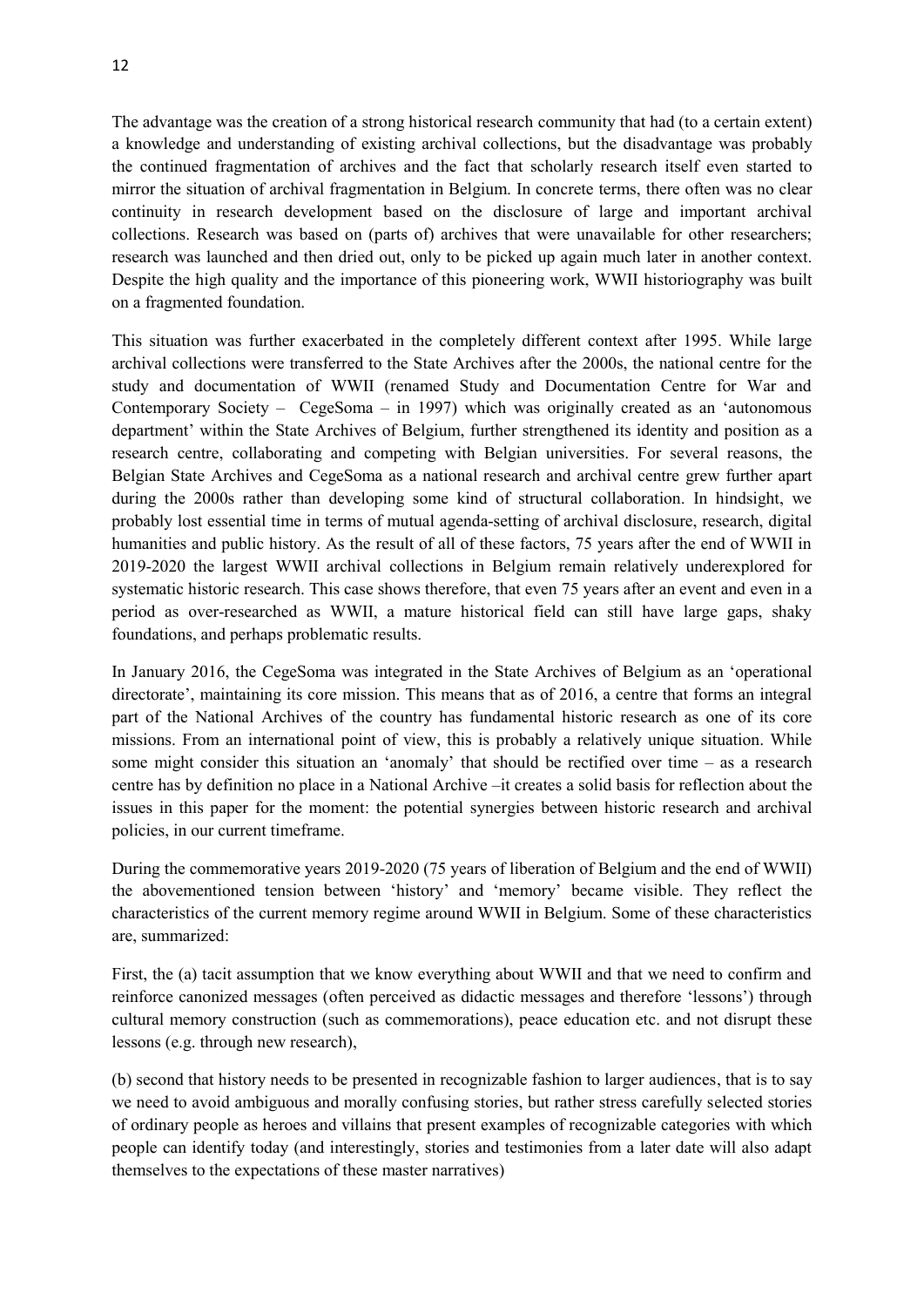The advantage was the creation of a strong historical research community that had (to a certain extent) a knowledge and understanding of existing archival collections, but the disadvantage was probably the continued fragmentation of archives and the fact that scholarly research itself even started to mirror the situation of archival fragmentation in Belgium. In concrete terms, there often was no clear continuity in research development based on the disclosure of large and important archival collections. Research was based on (parts of) archives that were unavailable for other researchers; research was launched and then dried out, only to be picked up again much later in another context. Despite the high quality and the importance of this pioneering work, WWII historiography was built on a fragmented foundation.

This situation was further exacerbated in the completely different context after 1995. While large archival collections were transferred to the State Archives after the 2000s, the national centre for the study and documentation of WWII (renamed Study and Documentation Centre for War and Contemporary Society – CegeSoma – in 1997) which was originally created as an 'autonomous department' within the State Archives of Belgium, further strengthened its identity and position as a research centre, collaborating and competing with Belgian universities. For several reasons, the Belgian State Archives and CegeSoma as a national research and archival centre grew further apart during the 2000s rather than developing some kind of structural collaboration. In hindsight, we probably lost essential time in terms of mutual agenda-setting of archival disclosure, research, digital humanities and public history. As the result of all of these factors, 75 years after the end of WWII in 2019-2020 the largest WWII archival collections in Belgium remain relatively underexplored for systematic historic research. This case shows therefore, that even 75 years after an event and even in a period as over-researched as WWII, a mature historical field can still have large gaps, shaky foundations, and perhaps problematic results.

In January 2016, the CegeSoma was integrated in the State Archives of Belgium as an 'operational directorate', maintaining its core mission. This means that as of 2016, a centre that forms an integral part of the National Archives of the country has fundamental historic research as one of its core missions. From an international point of view, this is probably a relatively unique situation. While some might consider this situation an 'anomaly' that should be rectified over time – as a research centre has by definition no place in a National Archive –it creates a solid basis for reflection about the issues in this paper for the moment: the potential synergies between historic research and archival policies, in our current timeframe.

During the commemorative years 2019-2020 (75 years of liberation of Belgium and the end of WWII) the abovementioned tension between 'history' and 'memory' became visible. They reflect the characteristics of the current memory regime around WWII in Belgium. Some of these characteristics are, summarized:

First, the (a) tacit assumption that we know everything about WWII and that we need to confirm and reinforce canonized messages (often perceived as didactic messages and therefore 'lessons') through cultural memory construction (such as commemorations), peace education etc. and not disrupt these lessons (e.g. through new research),

(b) second that history needs to be presented in recognizable fashion to larger audiences, that is to say we need to avoid ambiguous and morally confusing stories, but rather stress carefully selected stories of ordinary people as heroes and villains that present examples of recognizable categories with which people can identify today (and interestingly, stories and testimonies from a later date will also adapt themselves to the expectations of these master narratives)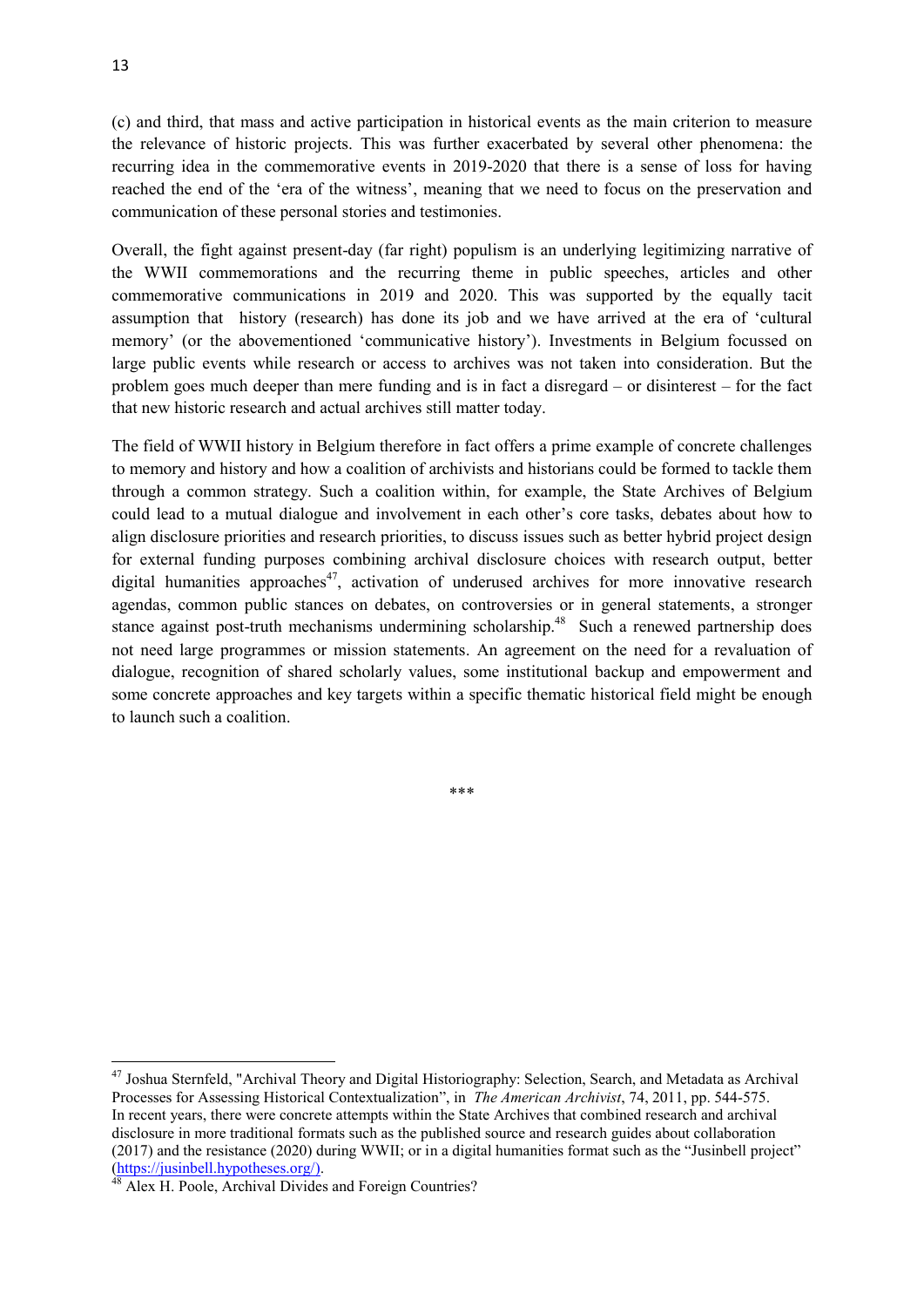(c) and third, that mass and active participation in historical events as the main criterion to measure the relevance of historic projects. This was further exacerbated by several other phenomena: the recurring idea in the commemorative events in 2019-2020 that there is a sense of loss for having reached the end of the 'era of the witness', meaning that we need to focus on the preservation and communication of these personal stories and testimonies.

Overall, the fight against present-day (far right) populism is an underlying legitimizing narrative of the WWII commemorations and the recurring theme in public speeches, articles and other commemorative communications in 2019 and 2020. This was supported by the equally tacit assumption that history (research) has done its job and we have arrived at the era of 'cultural memory' (or the abovementioned 'communicative history'). Investments in Belgium focussed on large public events while research or access to archives was not taken into consideration. But the problem goes much deeper than mere funding and is in fact a disregard – or disinterest – for the fact that new historic research and actual archives still matter today.

The field of WWII history in Belgium therefore in fact offers a prime example of concrete challenges to memory and history and how a coalition of archivists and historians could be formed to tackle them through a common strategy. Such a coalition within, for example, the State Archives of Belgium could lead to a mutual dialogue and involvement in each other's core tasks, debates about how to align disclosure priorities and research priorities, to discuss issues such as better hybrid project design for external funding purposes combining archival disclosure choices with research output, better digital humanities approaches[47], activation of underused archives for more innovative research agendas, common public stances on debates, on controversies or in general statements, a stronger stance against post-truth mechanisms undermining scholarship.[48] Such a renewed partnership does not need large programmes or mission statements. An agreement on the need for a revaluation of dialogue, recognition of shared scholarly values, some institutional backup and empowerment and some concrete approaches and key targets within a specific thematic historical field might be enough to launch such a coalition.

\*\*\*

---

[47] Joshua Sternfeld, "Archival Theory and Digital Historiography: Selection, Search, and Metadata as Archival Processes for Assessing Historical Contextualization", in *The American Archivist*, 74, 2011, pp. 544-575. In recent years, there were concrete attempts within the State Archives that combined research and archival disclosure in more traditional formats such as the published source and research guides about collaboration (2017) and the resistance (2020) during WWII; or in a digital humanities format such as the "Jusinbell project" (https://jusinbell.hypotheses.org/).

[48] Alex H. Poole, Archival Divides and Foreign Countries?